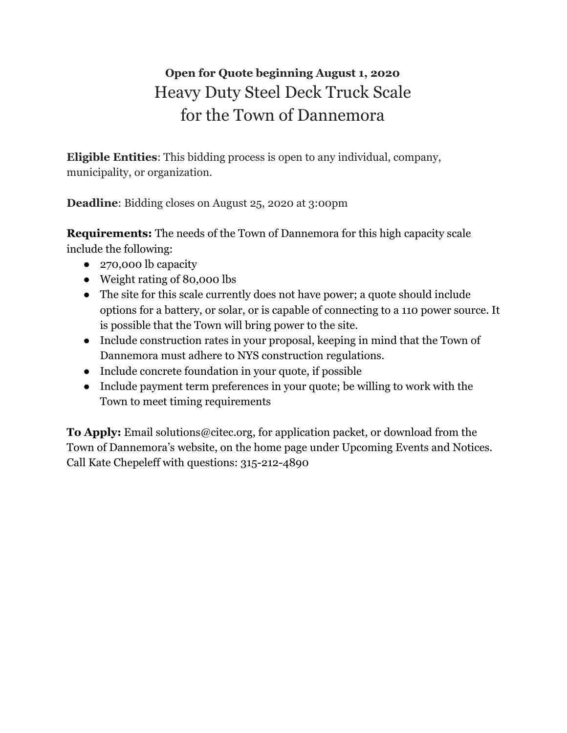**Open for Quote beginning August 1, 2020**

# Heavy Duty Steel Deck Truck Scale for the Town of Dannemora

**Eligible Entities**: This bidding process is open to any individual, company, municipality, or organization.

**Deadline**: Bidding closes on August 25, 2020 at 3:00pm

**Requirements:** The needs of the Town of Dannemora for this high capacity scale include the following:

- 270,000 lb capacity
- Weight rating of 80,000 lbs
- The site for this scale currently does not have power; a quote should include options for a battery, or solar, or is capable of connecting to a 110 power source. It is possible that the Town will bring power to the site.
- Include construction rates in your proposal, keeping in mind that the Town of Dannemora must adhere to NYS construction regulations.
- Include concrete foundation in your quote, if possible
- Include payment term preferences in your quote; be willing to work with the Town to meet timing requirements

**To Apply:** Email solutions@citec.org, for application packet, or download from the Town of Dannemora's website, on the home page under Upcoming Events and Notices. Call Kate Chepeleff with questions: 315-212-4890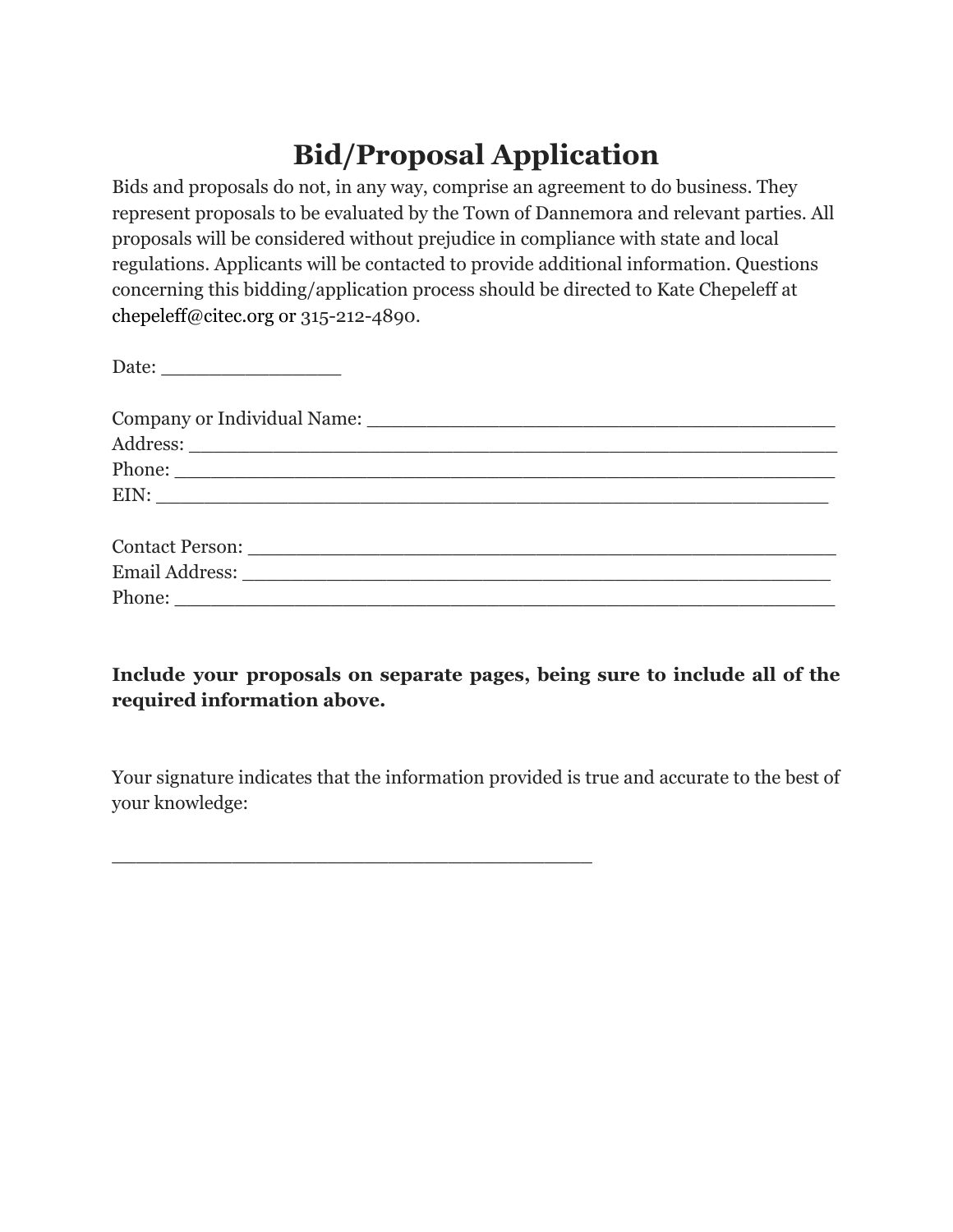# Bid/Proposal Application

Bids and proposals do not, in any way, comprise an agreement to do business. They represent proposals to be evaluated by the Town of Dannemora and relevant parties. All proposals will be considered without prejudice in compliance with state and local regulations. Applicants will be contacted to provide additional information. Questions concerning this bidding/application process should be directed to Kate Chepeleff at chepeleff@citec.org or 315-212-4890.

Date: _______________

Company or Individual Name: ________________________________________
Address: _______________________________________________________
Phone: ________________________________________________________
EIN: __________________________________________________________

Contact Person: _________________________________________________
Email Address: _________________________________________________
Phone: ________________________________________________________

**Include your proposals on separate pages, being sure to include all of the required information above.**

Your signature indicates that the information provided is true and accurate to the best of your knowledge:

__________________________________________